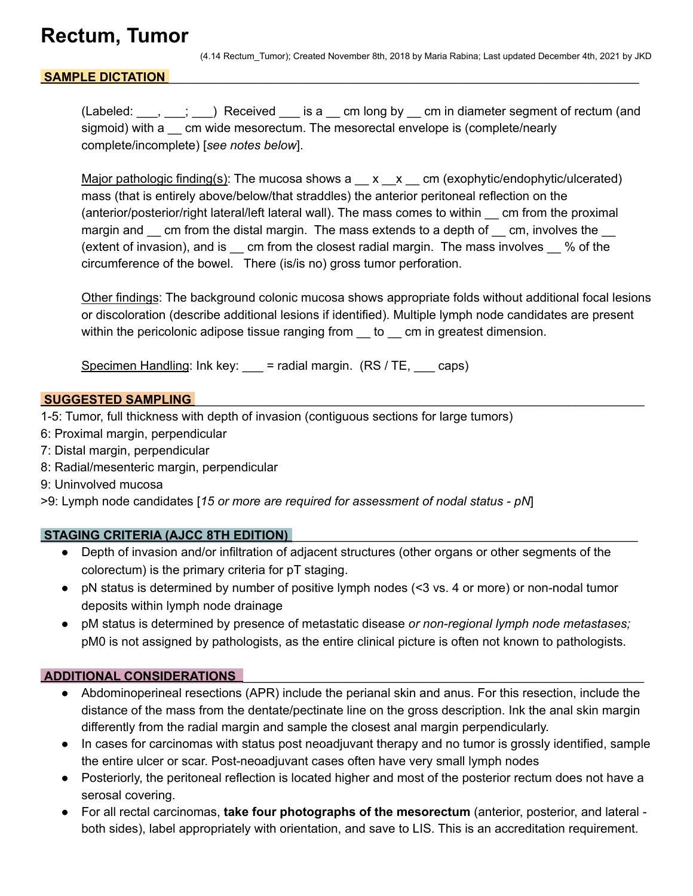# Rectum, Tumor

(4.14 Rectum_Tumor); Created November 8th, 2018 by Maria Rabina; Last updated December 4th, 2021 by JKD

## SAMPLE DICTATION

(Labeled: ___, ___; ___) Received ___ is a __ cm long by __ cm in diameter segment of rectum (and sigmoid) with a __ cm wide mesorectum. The mesorectal envelope is (complete/nearly complete/incomplete) [*see notes below*].

Major pathologic finding(s): The mucosa shows a __ x __x __ cm (exophytic/endophytic/ulcerated) mass (that is entirely above/below/that straddles) the anterior peritoneal reflection on the (anterior/posterior/right lateral/left lateral wall). The mass comes to within __ cm from the proximal margin and __ cm from the distal margin. The mass extends to a depth of __ cm, involves the __ (extent of invasion), and is __ cm from the closest radial margin. The mass involves __ % of the circumference of the bowel. There (is/is no) gross tumor perforation.

Other findings: The background colonic mucosa shows appropriate folds without additional focal lesions or discoloration (describe additional lesions if identified). Multiple lymph node candidates are present within the pericolonic adipose tissue ranging from __ to __ cm in greatest dimension.

Specimen Handling: Ink key: ___ = radial margin. (RS / TE, ___ caps)

## SUGGESTED SAMPLING

1-5: Tumor, full thickness with depth of invasion (contiguous sections for large tumors)
6: Proximal margin, perpendicular
7: Distal margin, perpendicular
8: Radial/mesenteric margin, perpendicular
9: Uninvolved mucosa
>9: Lymph node candidates [*15 or more are required for assessment of nodal status - pN*]

## STAGING CRITERIA (AJCC 8TH EDITION)

- Depth of invasion and/or infiltration of adjacent structures (other organs or other segments of the colorectum) is the primary criteria for pT staging.
- pN status is determined by number of positive lymph nodes (<3 vs. 4 or more) or non-nodal tumor deposits within lymph node drainage
- pM status is determined by presence of metastatic disease *or non-regional lymph node metastases;* pM0 is not assigned by pathologists, as the entire clinical picture is often not known to pathologists.

## ADDITIONAL CONSIDERATIONS

- Abdominoperineal resections (APR) include the perianal skin and anus. For this resection, include the distance of the mass from the dentate/pectinate line on the gross description. Ink the anal skin margin differently from the radial margin and sample the closest anal margin perpendicularly.
- In cases for carcinomas with status post neoadjuvant therapy and no tumor is grossly identified, sample the entire ulcer or scar. Post-neoadjuvant cases often have very small lymph nodes
- Posteriorly, the peritoneal reflection is located higher and most of the posterior rectum does not have a serosal covering.
- For all rectal carcinomas, **take four photographs of the mesorectum** (anterior, posterior, and lateral - both sides), label appropriately with orientation, and save to LIS. This is an accreditation requirement.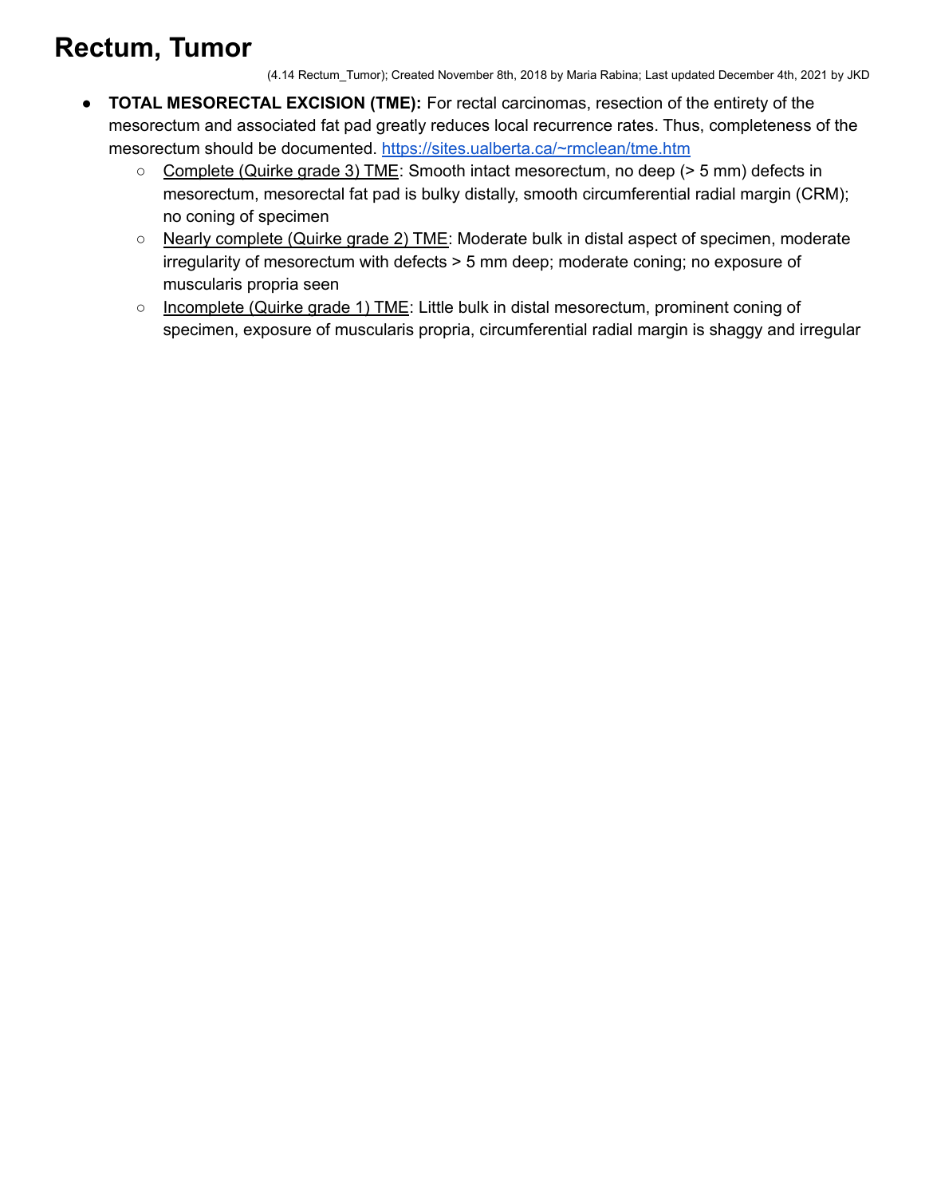# Rectum, Tumor

(4.14 Rectum_Tumor); Created November 8th, 2018 by Maria Rabina; Last updated December 4th, 2021 by JKD

- **TOTAL MESORECTAL EXCISION (TME):** For rectal carcinomas, resection of the entirety of the mesorectum and associated fat pad greatly reduces local recurrence rates. Thus, completeness of the mesorectum should be documented. https://sites.ualberta.ca/~rmclean/tme.htm
  - Complete (Quirke grade 3) TME: Smooth intact mesorectum, no deep (> 5 mm) defects in mesorectum, mesorectal fat pad is bulky distally, smooth circumferential radial margin (CRM); no coning of specimen
  - Nearly complete (Quirke grade 2) TME: Moderate bulk in distal aspect of specimen, moderate irregularity of mesorectum with defects > 5 mm deep; moderate coning; no exposure of muscularis propria seen
  - Incomplete (Quirke grade 1) TME: Little bulk in distal mesorectum, prominent coning of specimen, exposure of muscularis propria, circumferential radial margin is shaggy and irregular